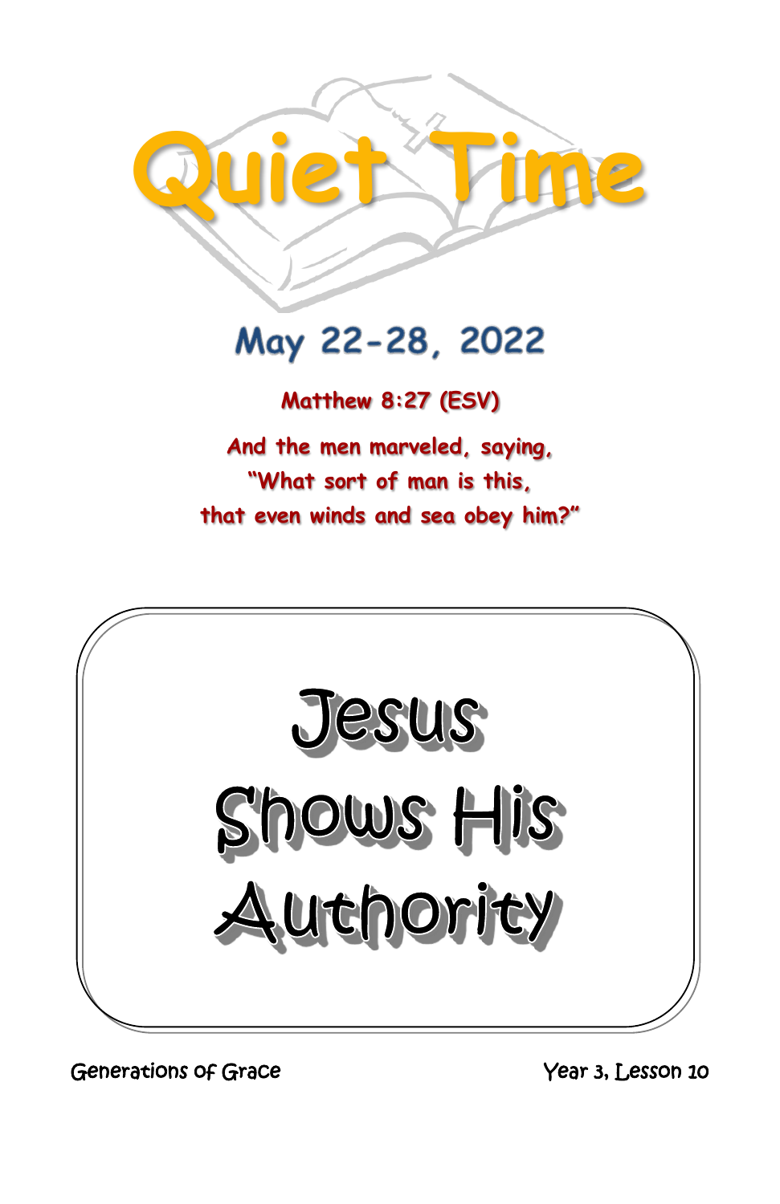# Quiet Time

## May 22-28, 2022

**Matthew 8:27 (ESV)**

**And the men marveled, saying,
"What sort of man is this,
that even winds and sea obey him?"**

# Jesus Shows His Authority

Generations of Grace

Year 3, Lesson 10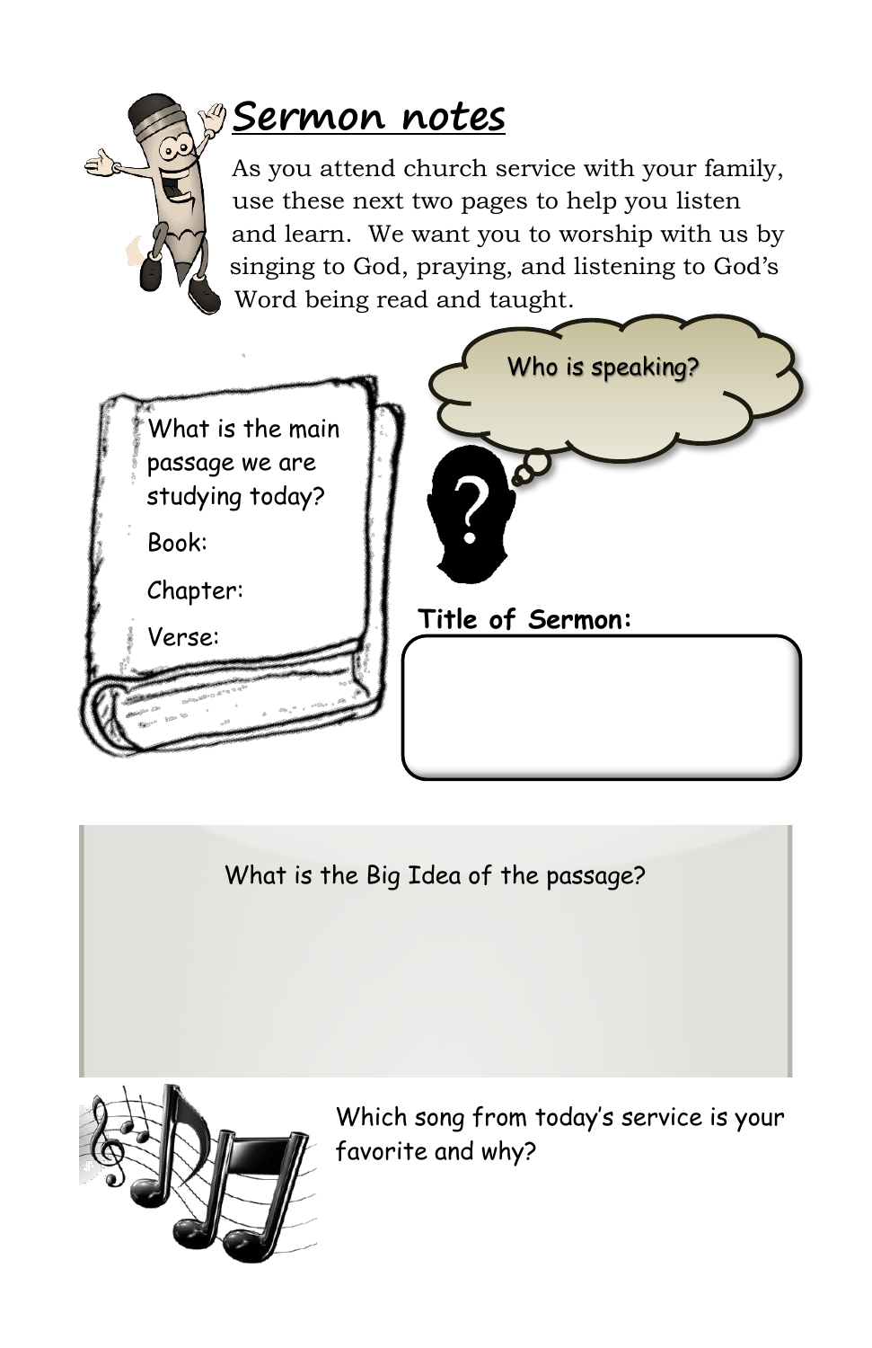# Sermon notes

As you attend church service with your family, use these next two pages to help you listen and learn. We want you to worship with us by singing to God, praying, and listening to God's Word being read and taught.

What is the main passage we are studying today?

Book:

Chapter:

Verse:

Who is speaking?

**Title of Sermon:**

What is the Big Idea of the passage?

Which song from today's service is your favorite and why?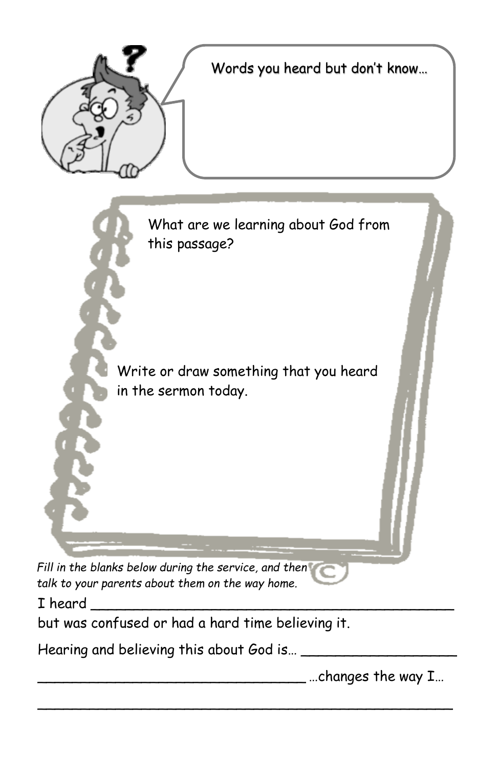Words you heard but don't know…

What are we learning about God from this passage?

Write or draw something that you heard in the sermon today.

*Fill in the blanks below during the service, and then talk to your parents about them on the way home.*

I heard ___________________________________________

but was confused or had a hard time believing it.

Hearing and believing this about God is… __________________

________________________________ …changes the way I…

__________________________________________________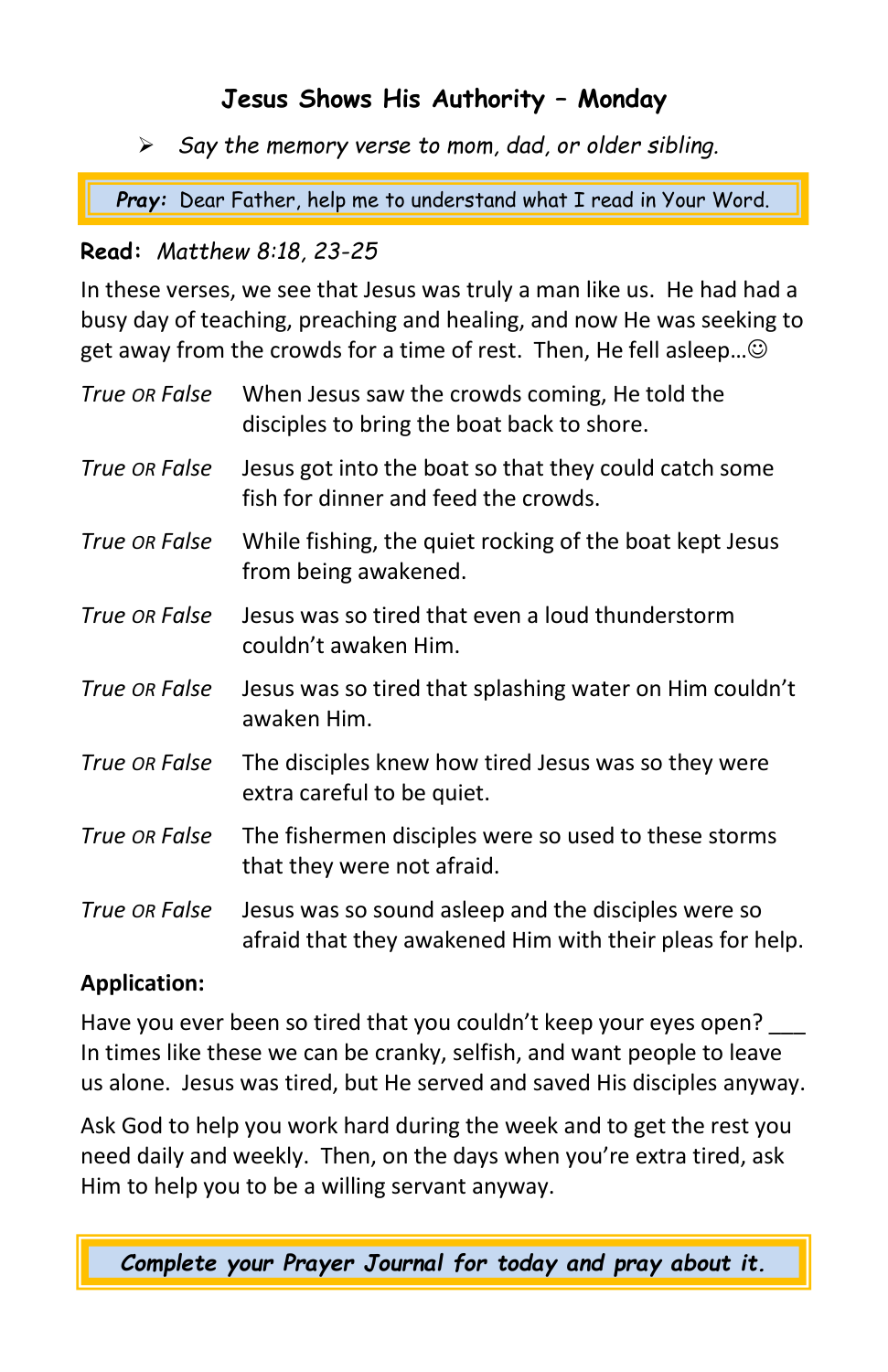## Jesus Shows His Authority – Monday

- *Say the memory verse to mom, dad, or older sibling.*

***Pray:*** Dear Father, help me to understand what I read in Your Word.

**Read:** *Matthew 8:18, 23-25*

In these verses, we see that Jesus was truly a man like us. He had had a busy day of teaching, preaching and healing, and now He was seeking to get away from the crowds for a time of rest. Then, He fell asleep…☺

*True OR False* When Jesus saw the crowds coming, He told the disciples to bring the boat back to shore.

*True OR False* Jesus got into the boat so that they could catch some fish for dinner and feed the crowds.

*True OR False* While fishing, the quiet rocking of the boat kept Jesus from being awakened.

*True OR False* Jesus was so tired that even a loud thunderstorm couldn't awaken Him.

*True OR False* Jesus was so tired that splashing water on Him couldn't awaken Him.

*True OR False* The disciples knew how tired Jesus was so they were extra careful to be quiet.

*True OR False* The fishermen disciples were so used to these storms that they were not afraid.

*True OR False* Jesus was so sound asleep and the disciples were so afraid that they awakened Him with their pleas for help.

**Application:**

Have you ever been so tired that you couldn't keep your eyes open? ___ In times like these we can be cranky, selfish, and want people to leave us alone. Jesus was tired, but He served and saved His disciples anyway.

Ask God to help you work hard during the week and to get the rest you need daily and weekly. Then, on the days when you're extra tired, ask Him to help you to be a willing servant anyway.

***Complete your Prayer Journal for today and pray about it.***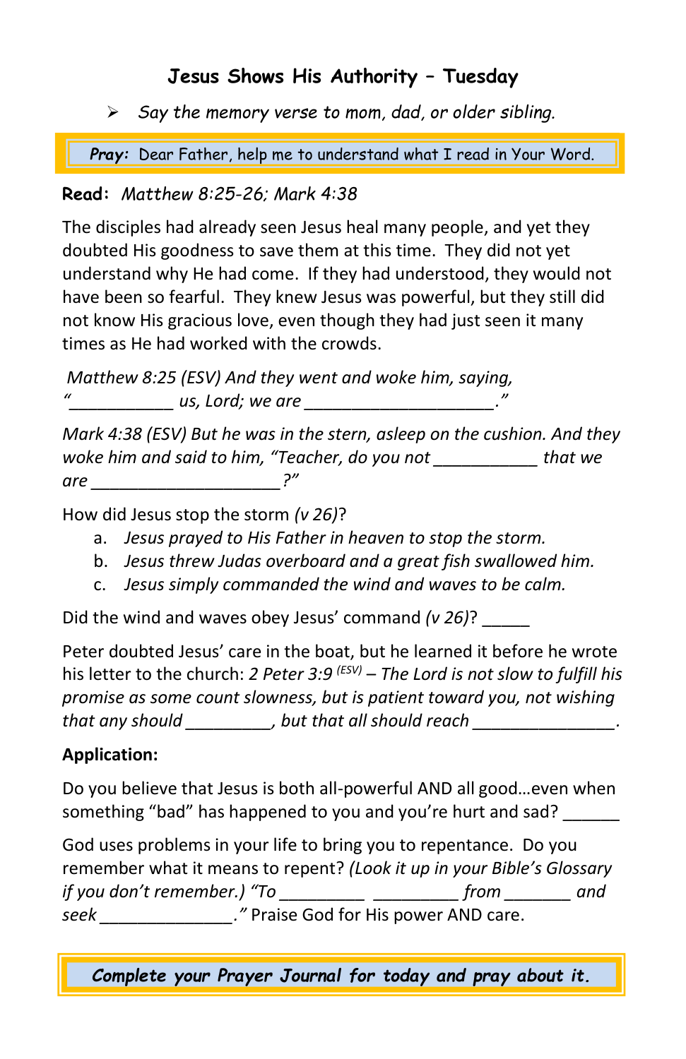# Jesus Shows His Authority – Tuesday

- *Say the memory verse to mom, dad, or older sibling.*

**Pray:** Dear Father, help me to understand what I read in Your Word.

**Read:** *Matthew 8:25-26; Mark 4:38*

The disciples had already seen Jesus heal many people, and yet they doubted His goodness to save them at this time. They did not yet understand why He had come. If they had understood, they would not have been so fearful. They knew Jesus was powerful, but they still did not know His gracious love, even though they had just seen it many times as He had worked with the crowds.

*Matthew 8:25 (ESV) And they went and woke him, saying, "___________ us, Lord; we are ____________________."*

*Mark 4:38 (ESV) But he was in the stern, asleep on the cushion. And they woke him and said to him, "Teacher, do you not ___________ that we are ____________________?"*

How did Jesus stop the storm *(v 26)*?

a. *Jesus prayed to His Father in heaven to stop the storm.*
b. *Jesus threw Judas overboard and a great fish swallowed him.*
c. *Jesus simply commanded the wind and waves to be calm.*

Did the wind and waves obey Jesus' command *(v 26)*? _____

Peter doubted Jesus' care in the boat, but he learned it before he wrote his letter to the church: *2 Peter 3:9* [(ESV)] *– The Lord is not slow to fulfill his promise as some count slowness, but is patient toward you, not wishing that any should _________, but that all should reach _______________.*

**Application:**

Do you believe that Jesus is both all-powerful AND all good…even when something "bad" has happened to you and you're hurt and sad? ______

God uses problems in your life to bring you to repentance. Do you remember what it means to repent? *(Look it up in your Bible's Glossary if you don't remember.) "To _________ _________ from _______ and seek ______________."* Praise God for His power AND care.

***Complete your Prayer Journal for today and pray about it.***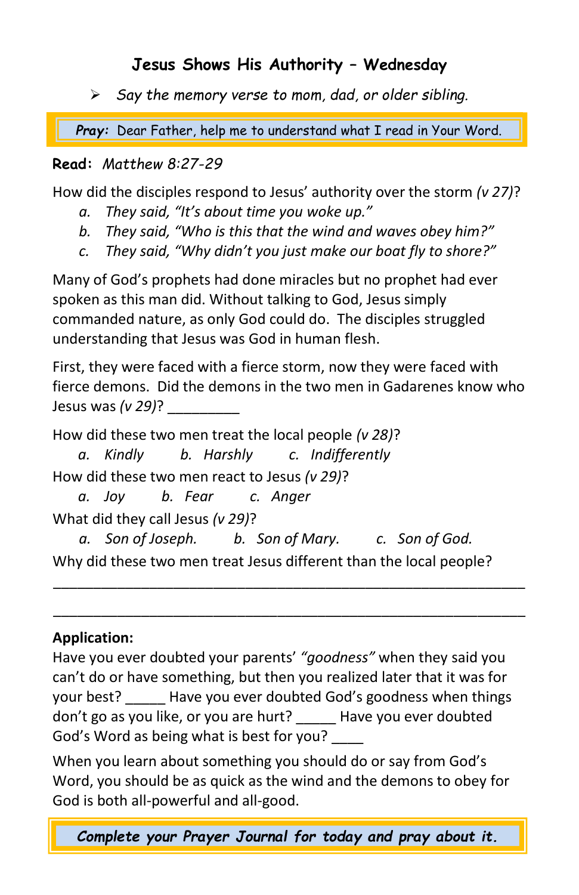## Jesus Shows His Authority – Wednesday

- *Say the memory verse to mom, dad, or older sibling.*

***Pray:*** Dear Father, help me to understand what I read in Your Word.

**Read:** *Matthew 8:27-29*

How did the disciples respond to Jesus' authority over the storm *(v 27)*?

- *a. They said, "It's about time you woke up."*
- *b. They said, "Who is this that the wind and waves obey him?"*
- *c. They said, "Why didn't you just make our boat fly to shore?"*

Many of God's prophets had done miracles but no prophet had ever spoken as this man did. Without talking to God, Jesus simply commanded nature, as only God could do. The disciples struggled understanding that Jesus was God in human flesh.

First, they were faced with a fierce storm, now they were faced with fierce demons. Did the demons in the two men in Gadarenes know who Jesus was *(v 29)*? _________

How did these two men treat the local people *(v 28)*?

*a. Kindly* *b. Harshly* *c. Indifferently*

How did these two men react to Jesus *(v 29)*?

*a. Joy* *b. Fear* *c. Anger*

What did they call Jesus *(v 29)*?

*a. Son of Joseph.* *b. Son of Mary.* *c. Son of God.*

Why did these two men treat Jesus different than the local people?

_____________________________________________________________

_____________________________________________________________

**Application:**

Have you ever doubted your parents' *"goodness"* when they said you can't do or have something, but then you realized later that it was for your best? _____ Have you ever doubted God's goodness when things don't go as you like, or you are hurt? _____ Have you ever doubted God's Word as being what is best for you? ____

When you learn about something you should do or say from God's Word, you should be as quick as the wind and the demons to obey for God is both all-powerful and all-good.

***Complete your Prayer Journal for today and pray about it.***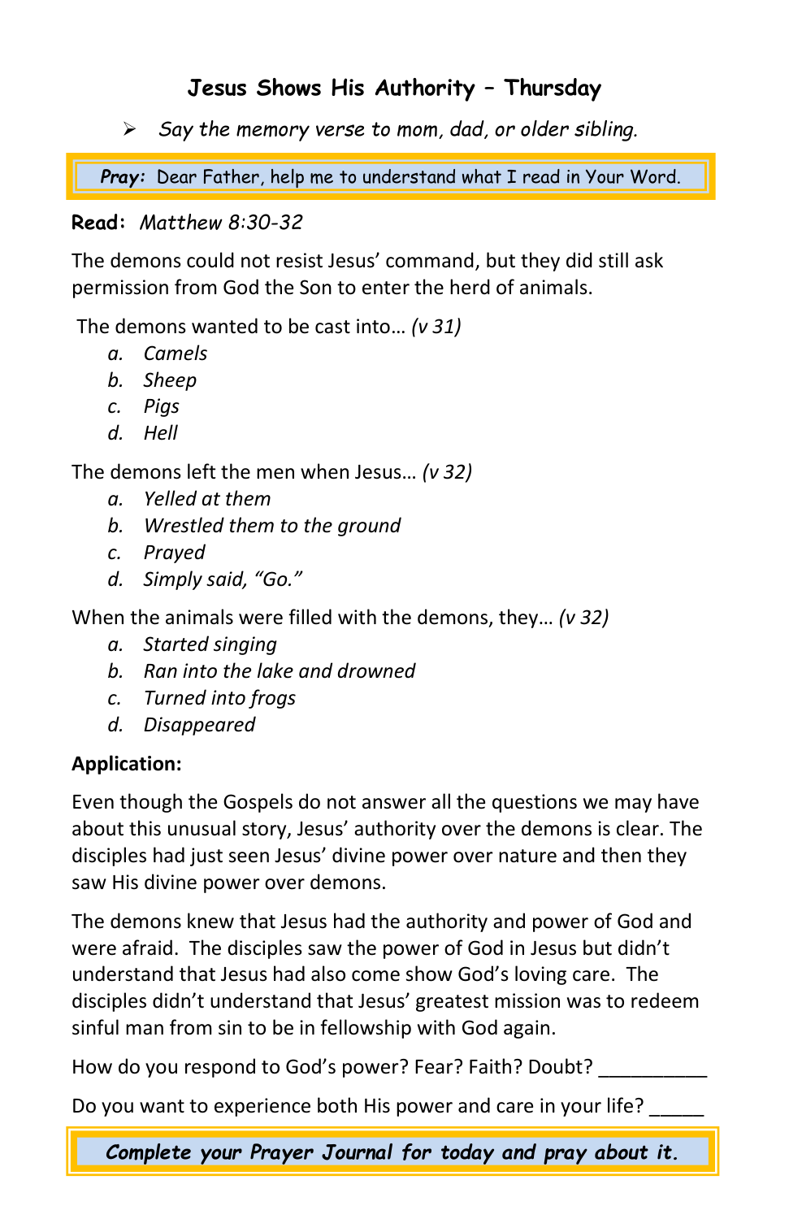## Jesus Shows His Authority – Thursday

- *Say the memory verse to mom, dad, or older sibling.*

***Pray:*** Dear Father, help me to understand what I read in Your Word.

**Read:** *Matthew 8:30-32*

The demons could not resist Jesus' command, but they did still ask permission from God the Son to enter the herd of animals.

The demons wanted to be cast into… *(v 31)*

*a. Camels*
*b. Sheep*
*c. Pigs*
*d. Hell*

The demons left the men when Jesus… *(v 32)*

*a. Yelled at them*
*b. Wrestled them to the ground*
*c. Prayed*
*d. Simply said, "Go."*

When the animals were filled with the demons, they… *(v 32)*

*a. Started singing*
*b. Ran into the lake and drowned*
*c. Turned into frogs*
*d. Disappeared*

**Application:**

Even though the Gospels do not answer all the questions we may have about this unusual story, Jesus' authority over the demons is clear. The disciples had just seen Jesus' divine power over nature and then they saw His divine power over demons.

The demons knew that Jesus had the authority and power of God and were afraid. The disciples saw the power of God in Jesus but didn't understand that Jesus had also come show God's loving care. The disciples didn't understand that Jesus' greatest mission was to redeem sinful man from sin to be in fellowship with God again.

How do you respond to God's power? Fear? Faith? Doubt? __________

Do you want to experience both His power and care in your life? _____

***Complete your Prayer Journal for today and pray about it.***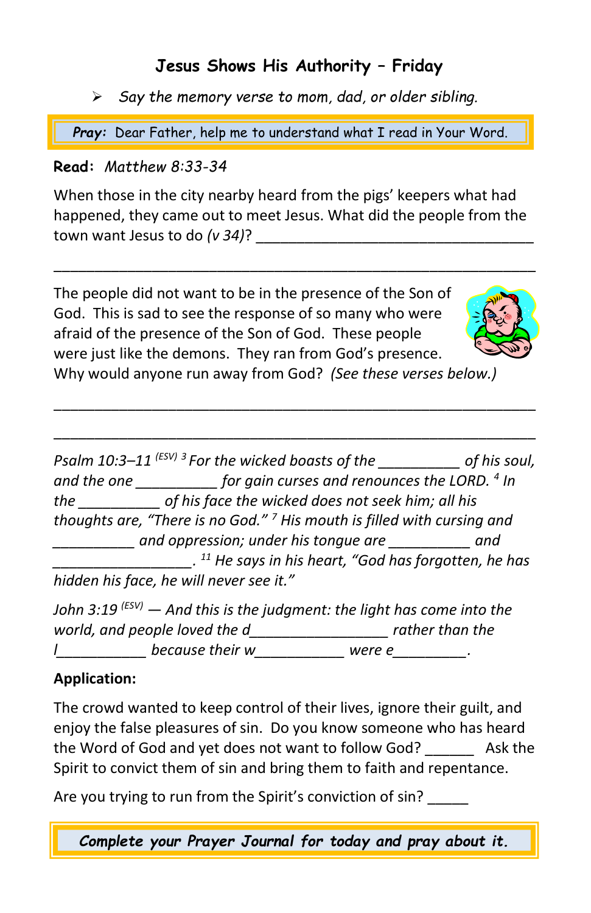## Jesus Shows His Authority – Friday

- *Say the memory verse to mom, dad, or older sibling.*

***Pray:*** Dear Father, help me to understand what I read in Your Word.

**Read:** *Matthew 8:33-34*

When those in the city nearby heard from the pigs' keepers what had happened, they came out to meet Jesus. What did the people from the town want Jesus to do *(v 34)*? ________________________________

________________________________________________________

The people did not want to be in the presence of the Son of God. This is sad to see the response of so many who were afraid of the presence of the Son of God. These people were just like the demons. They ran from God's presence. Why would anyone run away from God? *(See these verses below.)*

________________________________________________________

________________________________________________________

*Psalm 10:3–11 (ESV) [3] For the wicked boasts of the __________ of his soul, and the one __________ for gain curses and renounces the LORD. [4] In the __________ of his face the wicked does not seek him; all his thoughts are, "There is no God." [7] His mouth is filled with cursing and __________ and oppression; under his tongue are __________ and _________________. [11] He says in his heart, "God has forgotten, he has hidden his face, he will never see it."*

*John 3:19 (ESV) — And this is the judgment: the light has come into the world, and people loved the d________________ rather than the l___________ because their w___________ were e_________.*

**Application:**

The crowd wanted to keep control of their lives, ignore their guilt, and enjoy the false pleasures of sin. Do you know someone who has heard the Word of God and yet does not want to follow God? ______ Ask the Spirit to convict them of sin and bring them to faith and repentance.

Are you trying to run from the Spirit's conviction of sin? _____

***Complete your Prayer Journal for today and pray about it.***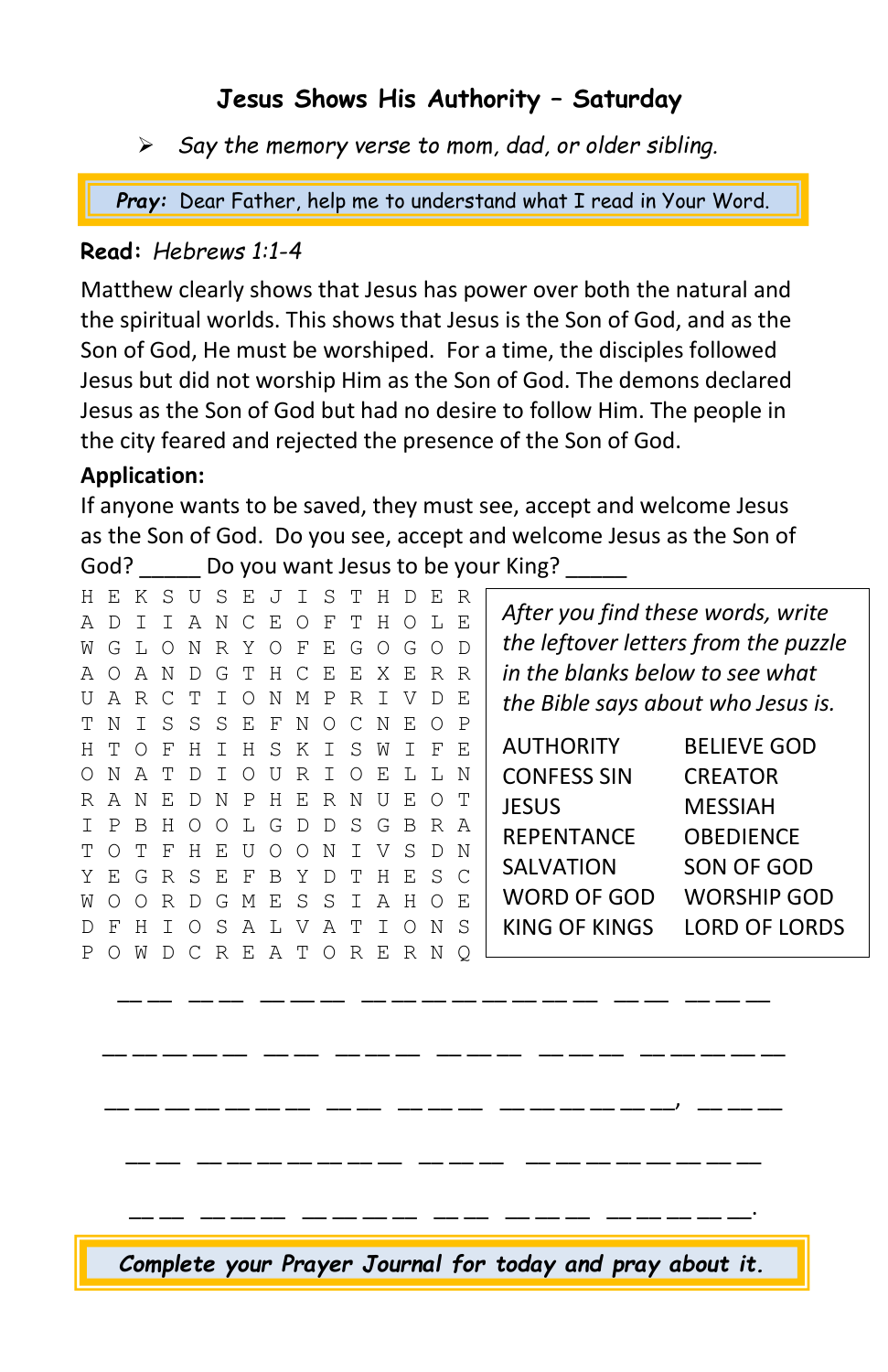# Jesus Shows His Authority – Saturday

- *Say the memory verse to mom, dad, or older sibling.*

**Pray:** Dear Father, help me to understand what I read in Your Word.

**Read:** *Hebrews 1:1-4*

Matthew clearly shows that Jesus has power over both the natural and the spiritual worlds. This shows that Jesus is the Son of God, and as the Son of God, He must be worshiped. For a time, the disciples followed Jesus but did not worship Him as the Son of God. The demons declared Jesus as the Son of God but had no desire to follow Him. The people in the city feared and rejected the presence of the Son of God.

**Application:**

If anyone wants to be saved, they must see, accept and welcome Jesus as the Son of God. Do you see, accept and welcome Jesus as the Son of God? _____ Do you want Jesus to be your King? _____

```
H E K S U S E J I S T H D E R
A D I I A N C E O F T H O L E
W G L O N R Y O F E G O G O D
A O A N D G T H C E E X E R R
U A R C T I O N M P R I V D E
T N I S S S E F N O C N E O P
H T O F H I H S K I S W I F E
O N A T D I O U R I O E L L N
R A N E D N P H E R N U E O T
I P B H O O L G D D S G B R A
T O T F H E U O O N I V S D N
Y E G R S E F B Y D T H E S C
W O O R D G M E S S I A H O E
D F H I O S A L V A T I O N S
P O W D C R E A T O R E R N Q
```

*After you find these words, write the leftover letters from the puzzle in the blanks below to see what the Bible says about who Jesus is.*

| | |
|---|---|
| AUTHORITY | BELIEVE GOD |
| CONFESS SIN | CREATOR |
| JESUS | MESSIAH |
| REPENTANCE | OBEDIENCE |
| SALVATION | SON OF GOD |
| WORD OF GOD | WORSHIP GOD |
| KING OF KINGS | LORD OF LORDS |

__ __  __ __  __ __ __  __ __ __ __ __ __ __ __ __ __  __ __  __ __ __

__ __ __ __ __  __ __  __ __ __  __ __ __  __ __ __  __ __ __ __ __

__ __ __ __ __ __ __  __ __  __ __ __  __ __ __ __ __ __ __,  __ __ __

__ __  __ __ __ __ __ __ __ __  __ __ __  __ __ __ __ __ __ __ __ __

__ __  __ __ __  __ __ __ __  __ __  __ __ __  __ __ __ __ __ __.

***Complete your Prayer Journal for today and pray about it.***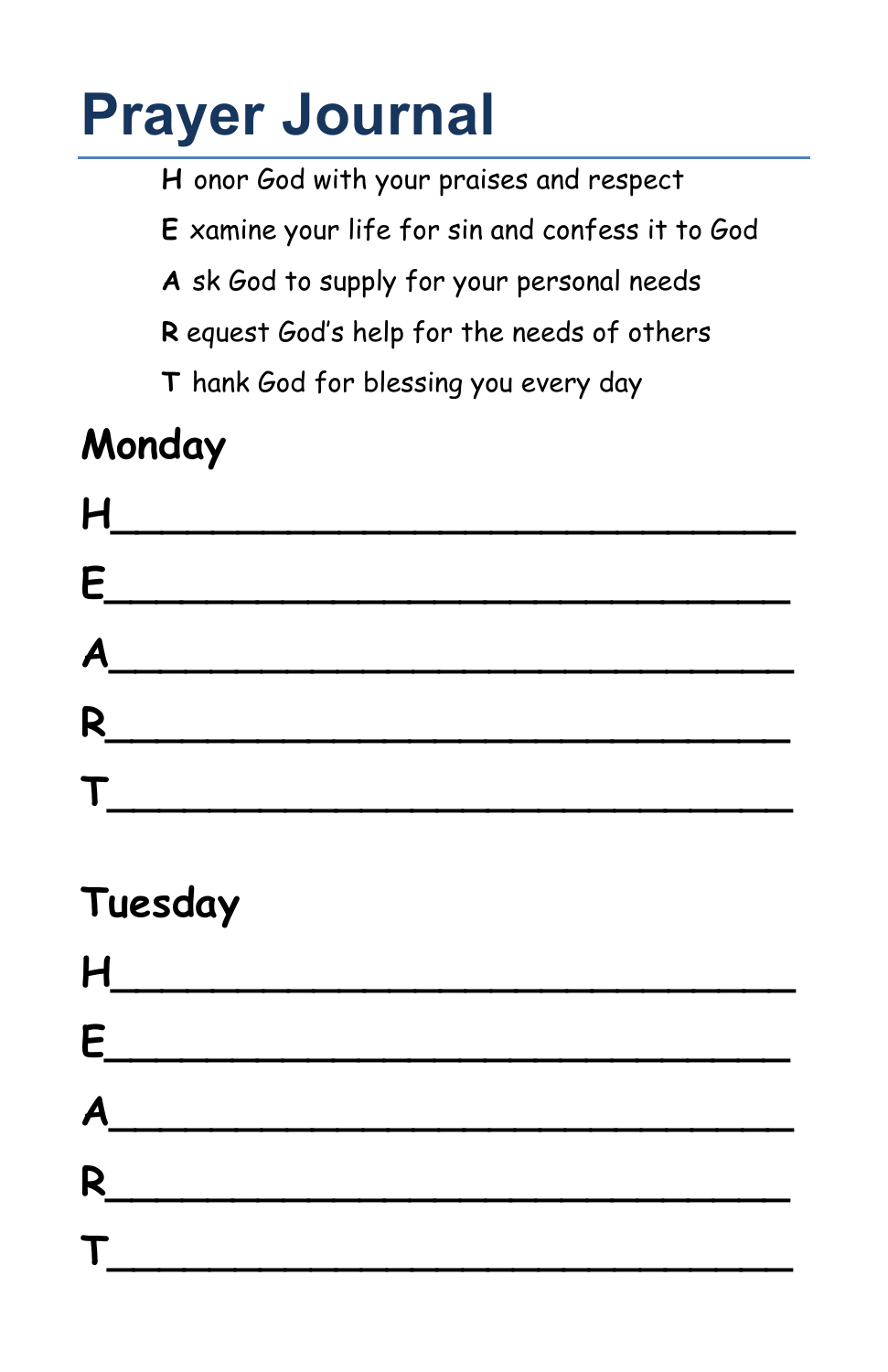# Prayer Journal

**H** onor God with your praises and respect

**E** xamine your life for sin and confess it to God

**A** sk God to supply for your personal needs

**R** equest God's help for the needs of others

**T** hank God for blessing you every day

## Monday

H_____________________________

E_____________________________

A_____________________________

R_____________________________

T_____________________________

## Tuesday

H_____________________________

E_____________________________

A_____________________________

R_____________________________

T_____________________________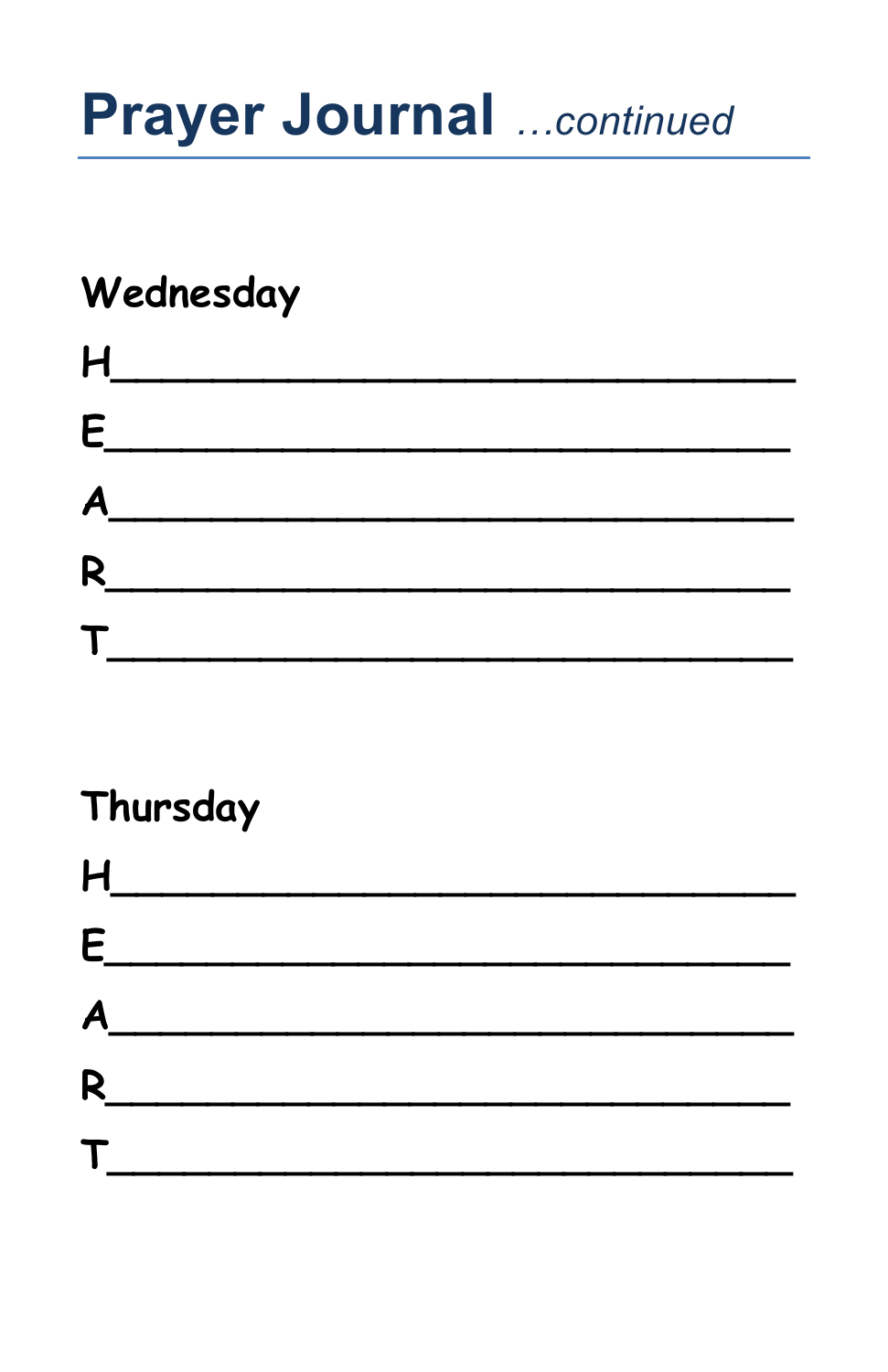# Prayer Journal *...continued*

**Wednesday**

H_____________________________

E_____________________________

A_____________________________

R_____________________________

T_____________________________

**Thursday**

H_____________________________

E_____________________________

A_____________________________

R_____________________________

T_____________________________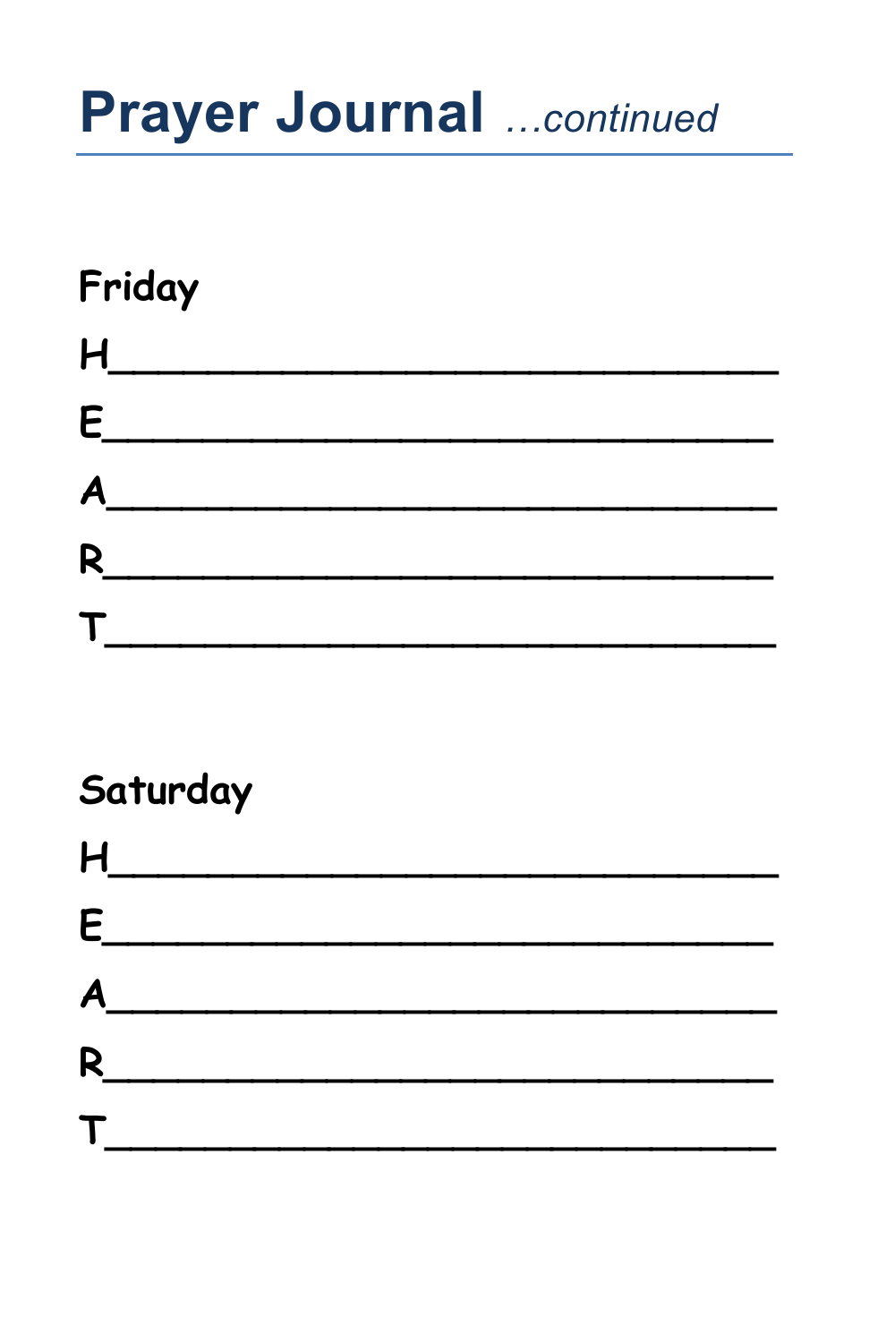# Prayer Journal *…continued*

**Friday**

H______________________________

E______________________________

A______________________________

R______________________________

T______________________________

**Saturday**

H______________________________

E______________________________

A______________________________

R______________________________

T______________________________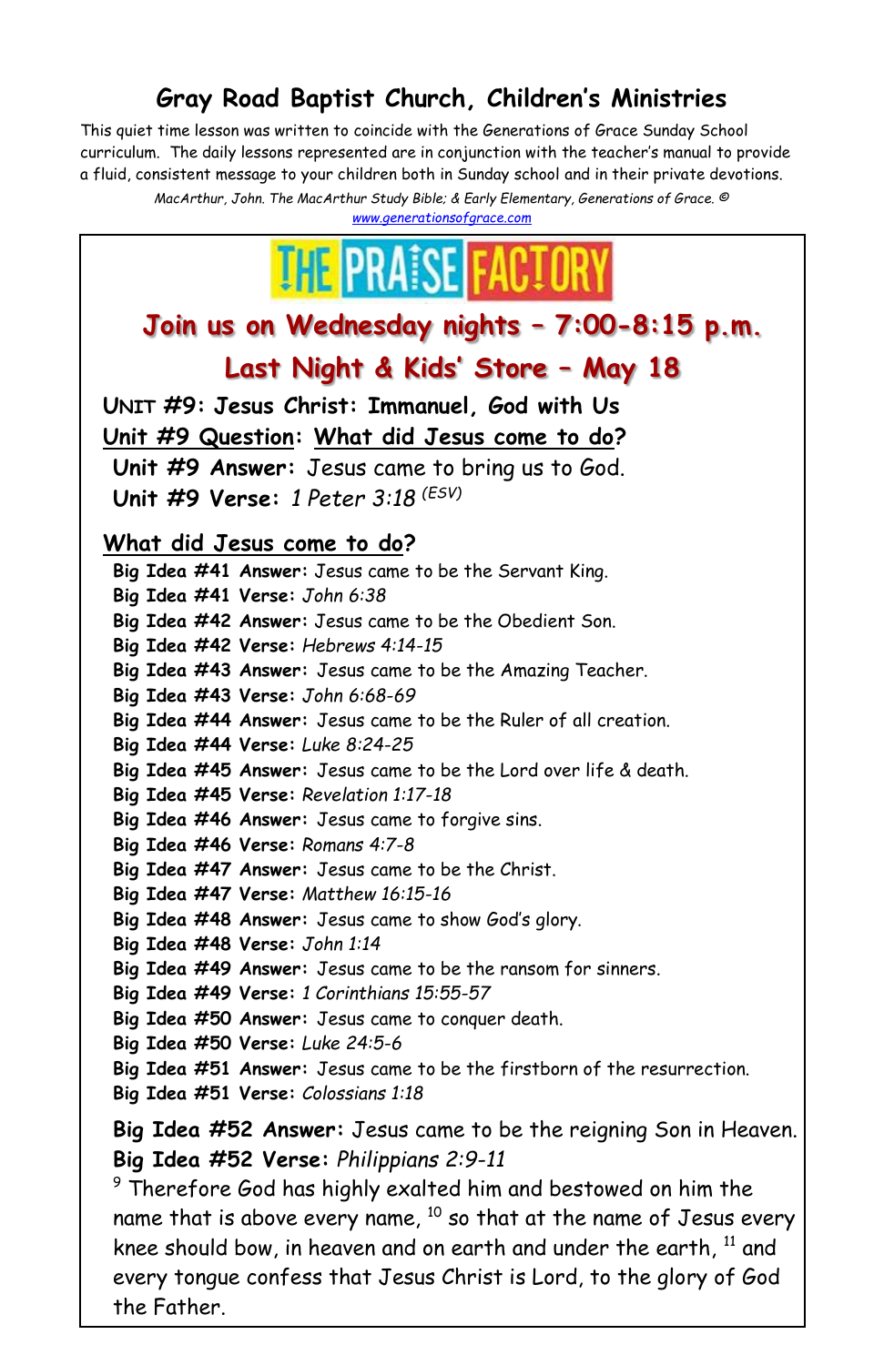# Gray Road Baptist Church, Children's Ministries

This quiet time lesson was written to coincide with the Generations of Grace Sunday School curriculum. The daily lessons represented are in conjunction with the teacher's manual to provide a fluid, consistent message to your children both in Sunday school and in their private devotions.

*MacArthur, John. The MacArthur Study Bible; & Early Elementary, Generations of Grace.* © www.generationsofgrace.com

## THE PRAISE FACTORY

## Join us on Wednesday nights – 7:00-8:15 p.m.

## Last Night & Kids' Store – May 18

**UNIT #9: Jesus Christ: Immanuel, God with Us**

**Unit #9 Question: What did Jesus come to do?**

**Unit #9 Answer:** Jesus came to bring us to God.

**Unit #9 Verse:** *1 Peter 3:18* (ESV)

### What did Jesus come to do?

**Big Idea #41 Answer:** Jesus came to be the Servant King.
**Big Idea #41 Verse:** *John 6:38*
**Big Idea #42 Answer:** Jesus came to be the Obedient Son.
**Big Idea #42 Verse:** *Hebrews 4:14-15*
**Big Idea #43 Answer:** Jesus came to be the Amazing Teacher.
**Big Idea #43 Verse:** *John 6:68-69*
**Big Idea #44 Answer:** Jesus came to be the Ruler of all creation.
**Big Idea #44 Verse:** *Luke 8:24-25*
**Big Idea #45 Answer:** Jesus came to be the Lord over life & death.
**Big Idea #45 Verse:** *Revelation 1:17-18*
**Big Idea #46 Answer:** Jesus came to forgive sins.
**Big Idea #46 Verse:** *Romans 4:7-8*
**Big Idea #47 Answer:** Jesus came to be the Christ.
**Big Idea #47 Verse:** *Matthew 16:15-16*
**Big Idea #48 Answer:** Jesus came to show God's glory.
**Big Idea #48 Verse:** *John 1:14*
**Big Idea #49 Answer:** Jesus came to be the ransom for sinners.
**Big Idea #49 Verse:** *1 Corinthians 15:55-57*
**Big Idea #50 Answer:** Jesus came to conquer death.
**Big Idea #50 Verse:** *Luke 24:5-6*
**Big Idea #51 Answer:** Jesus came to be the firstborn of the resurrection.
**Big Idea #51 Verse:** *Colossians 1:18*

**Big Idea #52 Answer:** Jesus came to be the reigning Son in Heaven.
**Big Idea #52 Verse:** *Philippians 2:9-11*
[9] Therefore God has highly exalted him and bestowed on him the name that is above every name, [10] so that at the name of Jesus every knee should bow, in heaven and on earth and under the earth, [11] and every tongue confess that Jesus Christ is Lord, to the glory of God the Father.